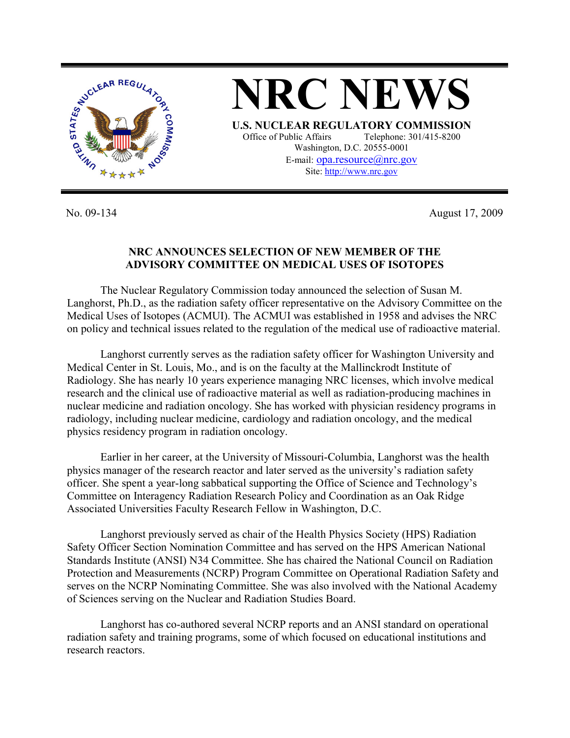# NRC NEWS

**U.S. NUCLEAR REGULATORY COMMISSION**

Office of Public Affairs Telephone: 301/415-8200

Washington, D.C. 20555-0001

E-mail: opa.resource@nrc.gov

Site: http://www.nrc.gov

No. 09-134 August 17, 2009

## NRC ANNOUNCES SELECTION OF NEW MEMBER OF THE ADVISORY COMMITTEE ON MEDICAL USES OF ISOTOPES

The Nuclear Regulatory Commission today announced the selection of Susan M. Langhorst, Ph.D., as the radiation safety officer representative on the Advisory Committee on the Medical Uses of Isotopes (ACMUI). The ACMUI was established in 1958 and advises the NRC on policy and technical issues related to the regulation of the medical use of radioactive material.

Langhorst currently serves as the radiation safety officer for Washington University and Medical Center in St. Louis, Mo., and is on the faculty at the Mallinckrodt Institute of Radiology. She has nearly 10 years experience managing NRC licenses, which involve medical research and the clinical use of radioactive material as well as radiation-producing machines in nuclear medicine and radiation oncology. She has worked with physician residency programs in radiology, including nuclear medicine, cardiology and radiation oncology, and the medical physics residency program in radiation oncology.

Earlier in her career, at the University of Missouri-Columbia, Langhorst was the health physics manager of the research reactor and later served as the university's radiation safety officer. She spent a year-long sabbatical supporting the Office of Science and Technology's Committee on Interagency Radiation Research Policy and Coordination as an Oak Ridge Associated Universities Faculty Research Fellow in Washington, D.C.

Langhorst previously served as chair of the Health Physics Society (HPS) Radiation Safety Officer Section Nomination Committee and has served on the HPS American National Standards Institute (ANSI) N34 Committee. She has chaired the National Council on Radiation Protection and Measurements (NCRP) Program Committee on Operational Radiation Safety and serves on the NCRP Nominating Committee. She was also involved with the National Academy of Sciences serving on the Nuclear and Radiation Studies Board.

Langhorst has co-authored several NCRP reports and an ANSI standard on operational radiation safety and training programs, some of which focused on educational institutions and research reactors.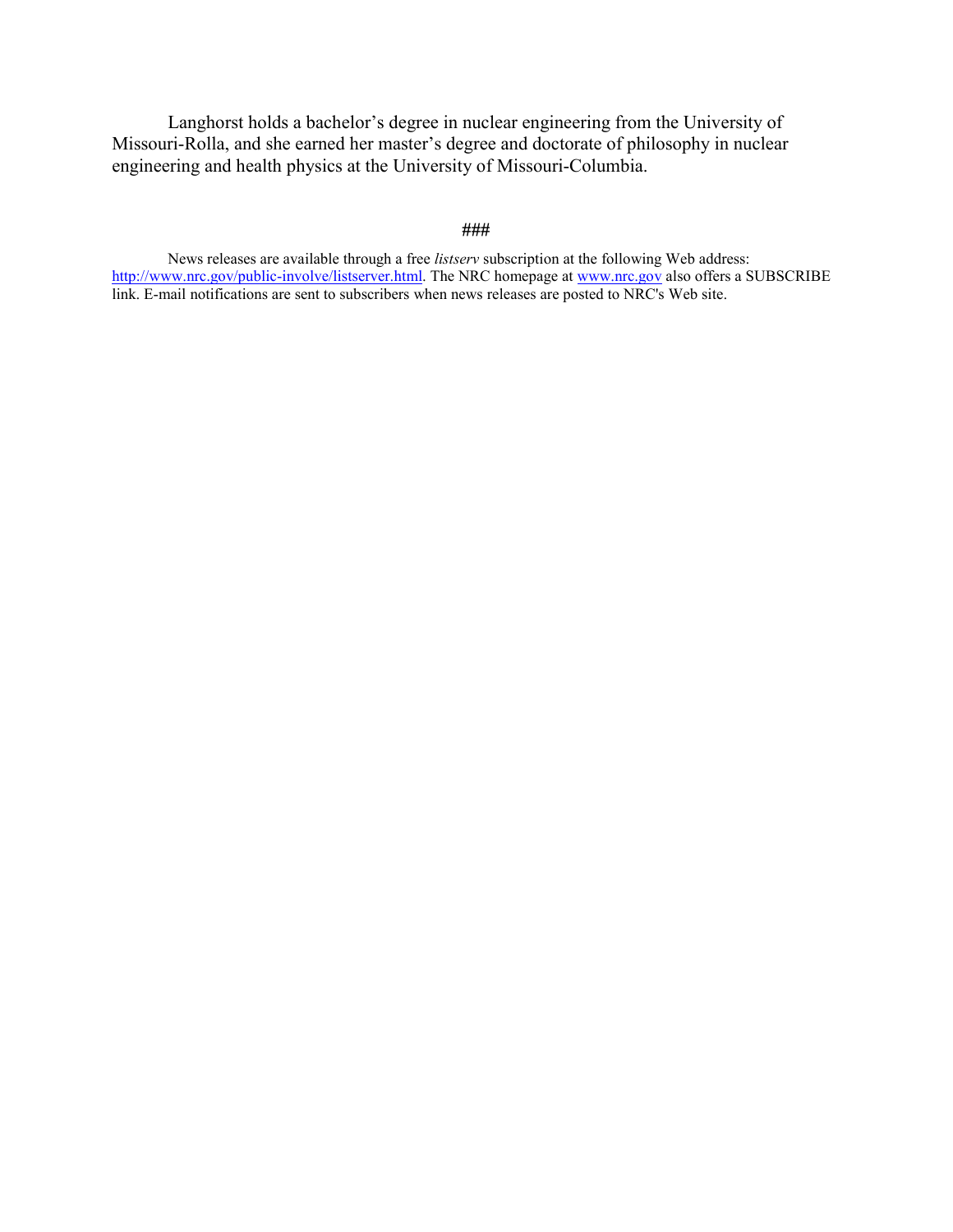Langhorst holds a bachelor's degree in nuclear engineering from the University of Missouri-Rolla, and she earned her master's degree and doctorate of philosophy in nuclear engineering and health physics at the University of Missouri-Columbia.

###

News releases are available through a free *listserv* subscription at the following Web address: http://www.nrc.gov/public-involve/listserver.html. The NRC homepage at www.nrc.gov also offers a SUBSCRIBE link. E-mail notifications are sent to subscribers when news releases are posted to NRC's Web site.